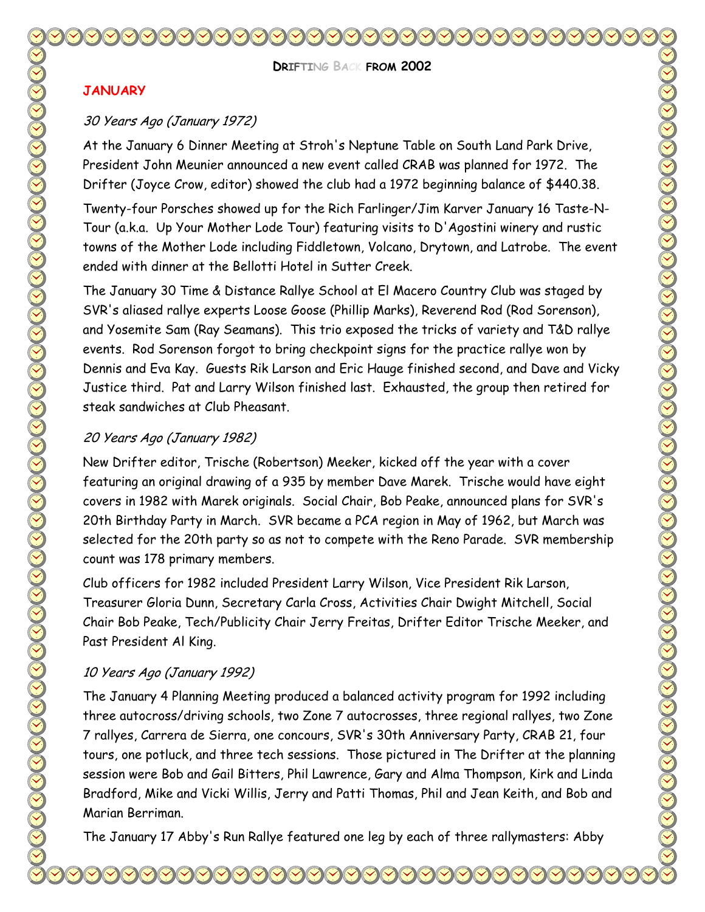## Drifting Back from 2002

### JANUARY

*30 Years Ago (January 1972)*

At the January 6 Dinner Meeting at Stroh's Neptune Table on South Land Park Drive, President John Meunier announced a new event called CRAB was planned for 1972. The Drifter (Joyce Crow, editor) showed the club had a 1972 beginning balance of $440.38.

Twenty-four Porsches showed up for the Rich Farlinger/Jim Karver January 16 Taste-N-Tour (a.k.a. Up Your Mother Lode Tour) featuring visits to D'Agostini winery and rustic towns of the Mother Lode including Fiddletown, Volcano, Drytown, and Latrobe. The event ended with dinner at the Bellotti Hotel in Sutter Creek.

The January 30 Time & Distance Rallye School at El Macero Country Club was staged by SVR's aliased rallye experts Loose Goose (Phillip Marks), Reverend Rod (Rod Sorenson), and Yosemite Sam (Ray Seamans). This trio exposed the tricks of variety and T&D rallye events. Rod Sorenson forgot to bring checkpoint signs for the practice rallye won by Dennis and Eva Kay. Guests Rik Larson and Eric Hauge finished second, and Dave and Vicky Justice third. Pat and Larry Wilson finished last. Exhausted, the group then retired for steak sandwiches at Club Pheasant.

*20 Years Ago (January 1982)*

New Drifter editor, Trische (Robertson) Meeker, kicked off the year with a cover featuring an original drawing of a 935 by member Dave Marek. Trische would have eight covers in 1982 with Marek originals. Social Chair, Bob Peake, announced plans for SVR's 20th Birthday Party in March. SVR became a PCA region in May of 1962, but March was selected for the 20th party so as not to compete with the Reno Parade. SVR membership count was 178 primary members.

Club officers for 1982 included President Larry Wilson, Vice President Rik Larson, Treasurer Gloria Dunn, Secretary Carla Cross, Activities Chair Dwight Mitchell, Social Chair Bob Peake, Tech/Publicity Chair Jerry Freitas, Drifter Editor Trische Meeker, and Past President Al King.

*10 Years Ago (January 1992)*

The January 4 Planning Meeting produced a balanced activity program for 1992 including three autocross/driving schools, two Zone 7 autocrosses, three regional rallyes, two Zone 7 rallyes, Carrera de Sierra, one concours, SVR's 30th Anniversary Party, CRAB 21, four tours, one potluck, and three tech sessions. Those pictured in The Drifter at the planning session were Bob and Gail Bitters, Phil Lawrence, Gary and Alma Thompson, Kirk and Linda Bradford, Mike and Vicki Willis, Jerry and Patti Thomas, Phil and Jean Keith, and Bob and Marian Berriman.

The January 17 Abby's Run Rallye featured one leg by each of three rallymasters: Abby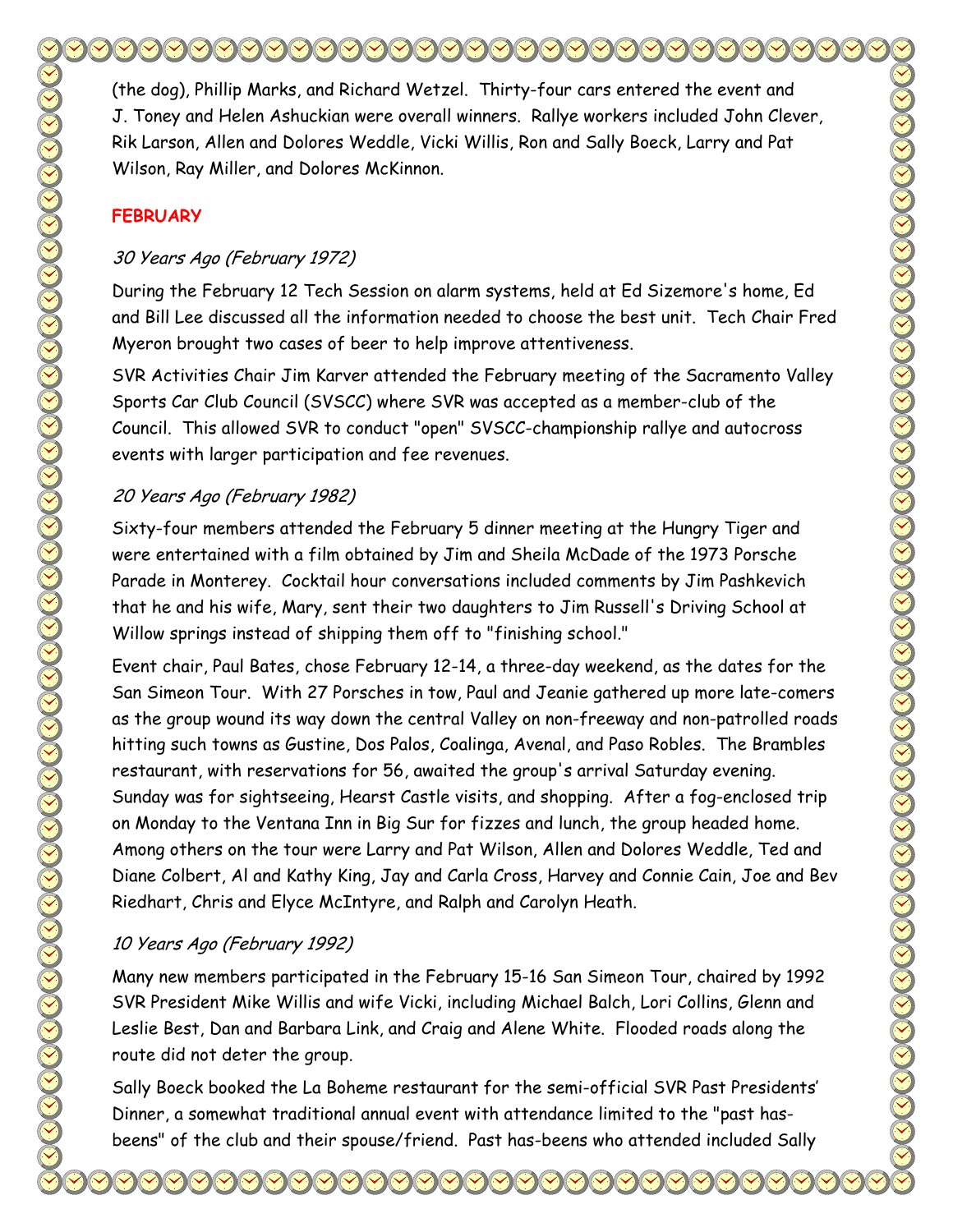(the dog), Phillip Marks, and Richard Wetzel. Thirty-four cars entered the event and J. Toney and Helen Ashuckian were overall winners. Rallye workers included John Clever, Rik Larson, Allen and Dolores Weddle, Vicki Willis, Ron and Sally Boeck, Larry and Pat Wilson, Ray Miller, and Dolores McKinnon.

## FEBRUARY

### *30 Years Ago (February 1972)*

During the February 12 Tech Session on alarm systems, held at Ed Sizemore's home, Ed and Bill Lee discussed all the information needed to choose the best unit. Tech Chair Fred Myeron brought two cases of beer to help improve attentiveness.

SVR Activities Chair Jim Karver attended the February meeting of the Sacramento Valley Sports Car Club Council (SVSCC) where SVR was accepted as a member-club of the Council. This allowed SVR to conduct "open" SVSCC-championship rallye and autocross events with larger participation and fee revenues.

### *20 Years Ago (February 1982)*

Sixty-four members attended the February 5 dinner meeting at the Hungry Tiger and were entertained with a film obtained by Jim and Sheila McDade of the 1973 Porsche Parade in Monterey. Cocktail hour conversations included comments by Jim Pashkevich that he and his wife, Mary, sent their two daughters to Jim Russell's Driving School at Willow springs instead of shipping them off to "finishing school."

Event chair, Paul Bates, chose February 12-14, a three-day weekend, as the dates for the San Simeon Tour. With 27 Porsches in tow, Paul and Jeanie gathered up more late-comers as the group wound its way down the central Valley on non-freeway and non-patrolled roads hitting such towns as Gustine, Dos Palos, Coalinga, Avenal, and Paso Robles. The Brambles restaurant, with reservations for 56, awaited the group's arrival Saturday evening. Sunday was for sightseeing, Hearst Castle visits, and shopping. After a fog-enclosed trip on Monday to the Ventana Inn in Big Sur for fizzes and lunch, the group headed home. Among others on the tour were Larry and Pat Wilson, Allen and Dolores Weddle, Ted and Diane Colbert, Al and Kathy King, Jay and Carla Cross, Harvey and Connie Cain, Joe and Bev Riedhart, Chris and Elyce McIntyre, and Ralph and Carolyn Heath.

### *10 Years Ago (February 1992)*

Many new members participated in the February 15-16 San Simeon Tour, chaired by 1992 SVR President Mike Willis and wife Vicki, including Michael Balch, Lori Collins, Glenn and Leslie Best, Dan and Barbara Link, and Craig and Alene White. Flooded roads along the route did not deter the group.

Sally Boeck booked the La Boheme restaurant for the semi-official SVR Past Presidents' Dinner, a somewhat traditional annual event with attendance limited to the "past has-beens" of the club and their spouse/friend. Past has-beens who attended included Sally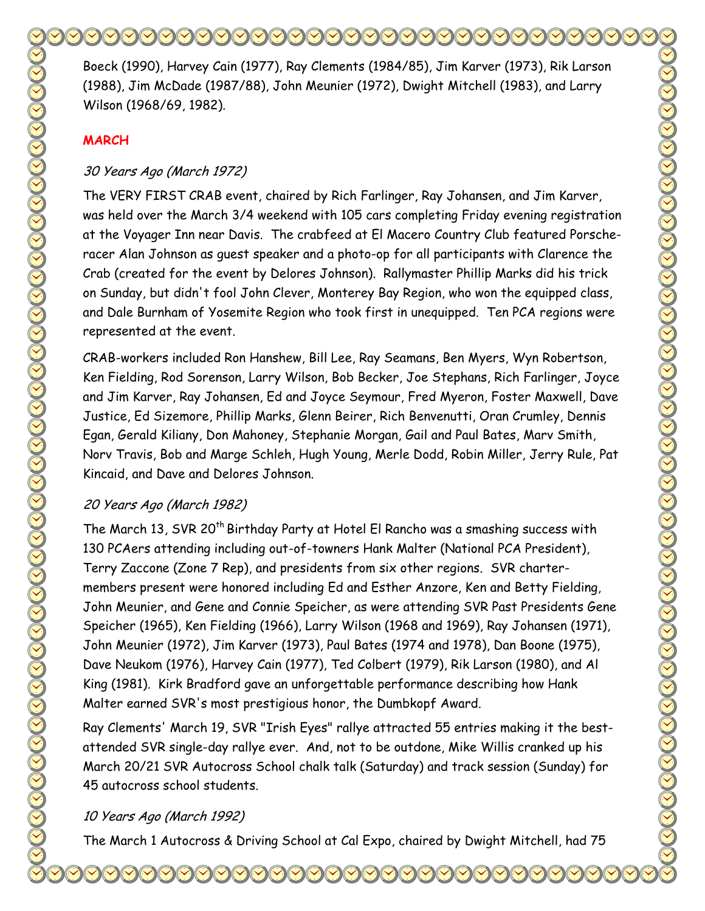Boeck (1990), Harvey Cain (1977), Ray Clements (1984/85), Jim Karver (1973), Rik Larson (1988), Jim McDade (1987/88), John Meunier (1972), Dwight Mitchell (1983), and Larry Wilson (1968/69, 1982).

## MARCH

### *30 Years Ago (March 1972)*

The VERY FIRST CRAB event, chaired by Rich Farlinger, Ray Johansen, and Jim Karver, was held over the March 3/4 weekend with 105 cars completing Friday evening registration at the Voyager Inn near Davis. The crabfeed at El Macero Country Club featured Porsche-racer Alan Johnson as guest speaker and a photo-op for all participants with Clarence the Crab (created for the event by Delores Johnson). Rallymaster Phillip Marks did his trick on Sunday, but didn't fool John Clever, Monterey Bay Region, who won the equipped class, and Dale Burnham of Yosemite Region who took first in unequipped. Ten PCA regions were represented at the event.

CRAB-workers included Ron Hanshew, Bill Lee, Ray Seamans, Ben Myers, Wyn Robertson, Ken Fielding, Rod Sorenson, Larry Wilson, Bob Becker, Joe Stephans, Rich Farlinger, Joyce and Jim Karver, Ray Johansen, Ed and Joyce Seymour, Fred Myeron, Foster Maxwell, Dave Justice, Ed Sizemore, Phillip Marks, Glenn Beirer, Rich Benvenutti, Oran Crumley, Dennis Egan, Gerald Kiliany, Don Mahoney, Stephanie Morgan, Gail and Paul Bates, Marv Smith, Norv Travis, Bob and Marge Schleh, Hugh Young, Merle Dodd, Robin Miller, Jerry Rule, Pat Kincaid, and Dave and Delores Johnson.

### *20 Years Ago (March 1982)*

The March 13, SVR 20th Birthday Party at Hotel El Rancho was a smashing success with 130 PCAers attending including out-of-towners Hank Malter (National PCA President), Terry Zaccone (Zone 7 Rep), and presidents from six other regions. SVR charter-members present were honored including Ed and Esther Anzore, Ken and Betty Fielding, John Meunier, and Gene and Connie Speicher, as were attending SVR Past Presidents Gene Speicher (1965), Ken Fielding (1966), Larry Wilson (1968 and 1969), Ray Johansen (1971), John Meunier (1972), Jim Karver (1973), Paul Bates (1974 and 1978), Dan Boone (1975), Dave Neukom (1976), Harvey Cain (1977), Ted Colbert (1979), Rik Larson (1980), and Al King (1981). Kirk Bradford gave an unforgettable performance describing how Hank Malter earned SVR's most prestigious honor, the Dumbkopf Award.

Ray Clements' March 19, SVR "Irish Eyes" rallye attracted 55 entries making it the best-attended SVR single-day rallye ever. And, not to be outdone, Mike Willis cranked up his March 20/21 SVR Autocross School chalk talk (Saturday) and track session (Sunday) for 45 autocross school students.

### *10 Years Ago (March 1992)*

The March 1 Autocross & Driving School at Cal Expo, chaired by Dwight Mitchell, had 75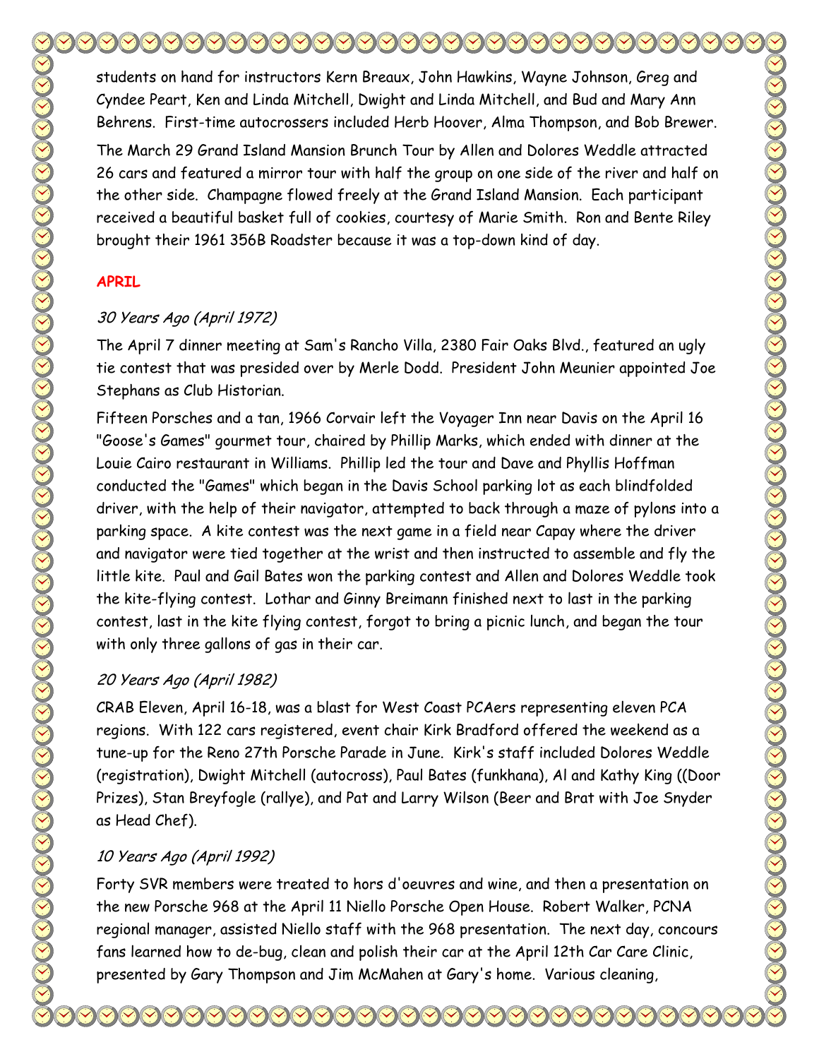students on hand for instructors Kern Breaux, John Hawkins, Wayne Johnson, Greg and Cyndee Peart, Ken and Linda Mitchell, Dwight and Linda Mitchell, and Bud and Mary Ann Behrens. First-time autocrossers included Herb Hoover, Alma Thompson, and Bob Brewer.

The March 29 Grand Island Mansion Brunch Tour by Allen and Dolores Weddle attracted 26 cars and featured a mirror tour with half the group on one side of the river and half on the other side. Champagne flowed freely at the Grand Island Mansion. Each participant received a beautiful basket full of cookies, courtesy of Marie Smith. Ron and Bente Riley brought their 1961 356B Roadster because it was a top-down kind of day.

## APRIL

### *30 Years Ago (April 1972)*

The April 7 dinner meeting at Sam's Rancho Villa, 2380 Fair Oaks Blvd., featured an ugly tie contest that was presided over by Merle Dodd. President John Meunier appointed Joe Stephans as Club Historian.

Fifteen Porsches and a tan, 1966 Corvair left the Voyager Inn near Davis on the April 16 "Goose's Games" gourmet tour, chaired by Phillip Marks, which ended with dinner at the Louie Cairo restaurant in Williams. Phillip led the tour and Dave and Phyllis Hoffman conducted the "Games" which began in the Davis School parking lot as each blindfolded driver, with the help of their navigator, attempted to back through a maze of pylons into a parking space. A kite contest was the next game in a field near Capay where the driver and navigator were tied together at the wrist and then instructed to assemble and fly the little kite. Paul and Gail Bates won the parking contest and Allen and Dolores Weddle took the kite-flying contest. Lothar and Ginny Breimann finished next to last in the parking contest, last in the kite flying contest, forgot to bring a picnic lunch, and began the tour with only three gallons of gas in their car.

### *20 Years Ago (April 1982)*

CRAB Eleven, April 16-18, was a blast for West Coast PCAers representing eleven PCA regions. With 122 cars registered, event chair Kirk Bradford offered the weekend as a tune-up for the Reno 27th Porsche Parade in June. Kirk's staff included Dolores Weddle (registration), Dwight Mitchell (autocross), Paul Bates (funkhana), Al and Kathy King ((Door Prizes), Stan Breyfogle (rallye), and Pat and Larry Wilson (Beer and Brat with Joe Snyder as Head Chef).

### *10 Years Ago (April 1992)*

Forty SVR members were treated to hors d'oeuvres and wine, and then a presentation on the new Porsche 968 at the April 11 Niello Porsche Open House. Robert Walker, PCNA regional manager, assisted Niello staff with the 968 presentation. The next day, concours fans learned how to de-bug, clean and polish their car at the April 12th Car Care Clinic, presented by Gary Thompson and Jim McMahen at Gary's home. Various cleaning,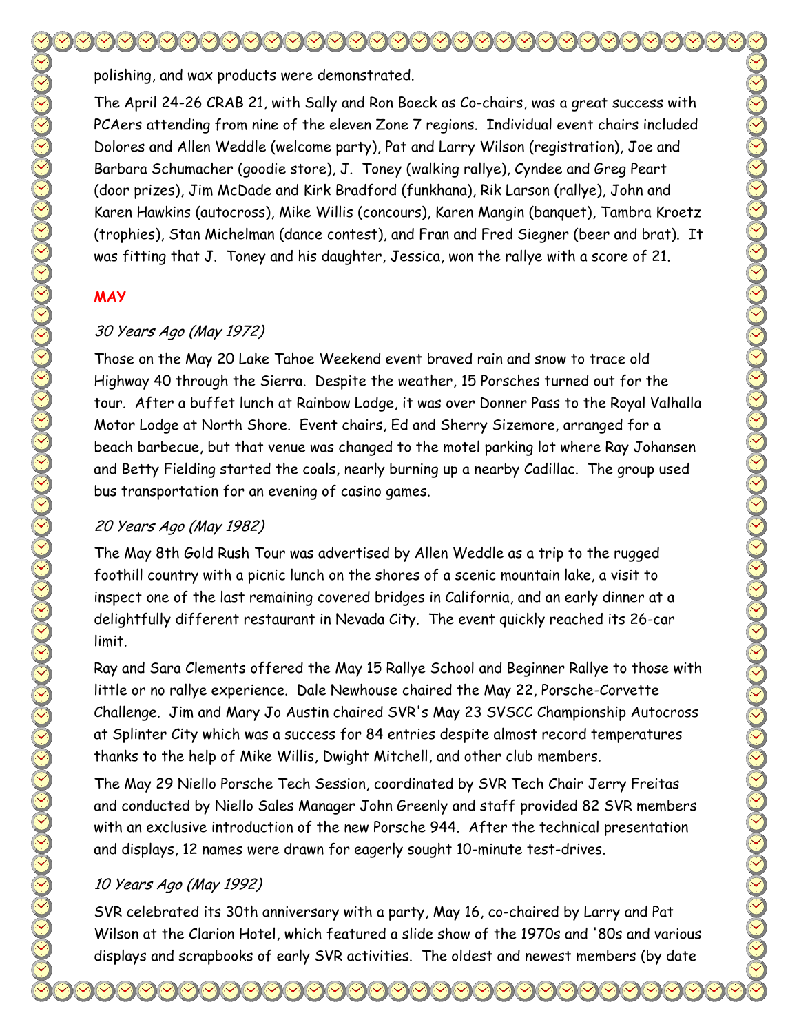polishing, and wax products were demonstrated.

The April 24-26 CRAB 21, with Sally and Ron Boeck as Co-chairs, was a great success with PCAers attending from nine of the eleven Zone 7 regions. Individual event chairs included Dolores and Allen Weddle (welcome party), Pat and Larry Wilson (registration), Joe and Barbara Schumacher (goodie store), J. Toney (walking rallye), Cyndee and Greg Peart (door prizes), Jim McDade and Kirk Bradford (funkhana), Rik Larson (rallye), John and Karen Hawkins (autocross), Mike Willis (concours), Karen Mangin (banquet), Tambra Kroetz (trophies), Stan Michelman (dance contest), and Fran and Fred Siegner (beer and brat). It was fitting that J. Toney and his daughter, Jessica, won the rallye with a score of 21.

## MAY

### *30 Years Ago (May 1972)*

Those on the May 20 Lake Tahoe Weekend event braved rain and snow to trace old Highway 40 through the Sierra. Despite the weather, 15 Porsches turned out for the tour. After a buffet lunch at Rainbow Lodge, it was over Donner Pass to the Royal Valhalla Motor Lodge at North Shore. Event chairs, Ed and Sherry Sizemore, arranged for a beach barbecue, but that venue was changed to the motel parking lot where Ray Johansen and Betty Fielding started the coals, nearly burning up a nearby Cadillac. The group used bus transportation for an evening of casino games.

### *20 Years Ago (May 1982)*

The May 8th Gold Rush Tour was advertised by Allen Weddle as a trip to the rugged foothill country with a picnic lunch on the shores of a scenic mountain lake, a visit to inspect one of the last remaining covered bridges in California, and an early dinner at a delightfully different restaurant in Nevada City. The event quickly reached its 26-car limit.

Ray and Sara Clements offered the May 15 Rallye School and Beginner Rallye to those with little or no rallye experience. Dale Newhouse chaired the May 22, Porsche-Corvette Challenge. Jim and Mary Jo Austin chaired SVR's May 23 SVSCC Championship Autocross at Splinter City which was a success for 84 entries despite almost record temperatures thanks to the help of Mike Willis, Dwight Mitchell, and other club members.

The May 29 Niello Porsche Tech Session, coordinated by SVR Tech Chair Jerry Freitas and conducted by Niello Sales Manager John Greenly and staff provided 82 SVR members with an exclusive introduction of the new Porsche 944. After the technical presentation and displays, 12 names were drawn for eagerly sought 10-minute test-drives.

### *10 Years Ago (May 1992)*

SVR celebrated its 30th anniversary with a party, May 16, co-chaired by Larry and Pat Wilson at the Clarion Hotel, which featured a slide show of the 1970s and '80s and various displays and scrapbooks of early SVR activities. The oldest and newest members (by date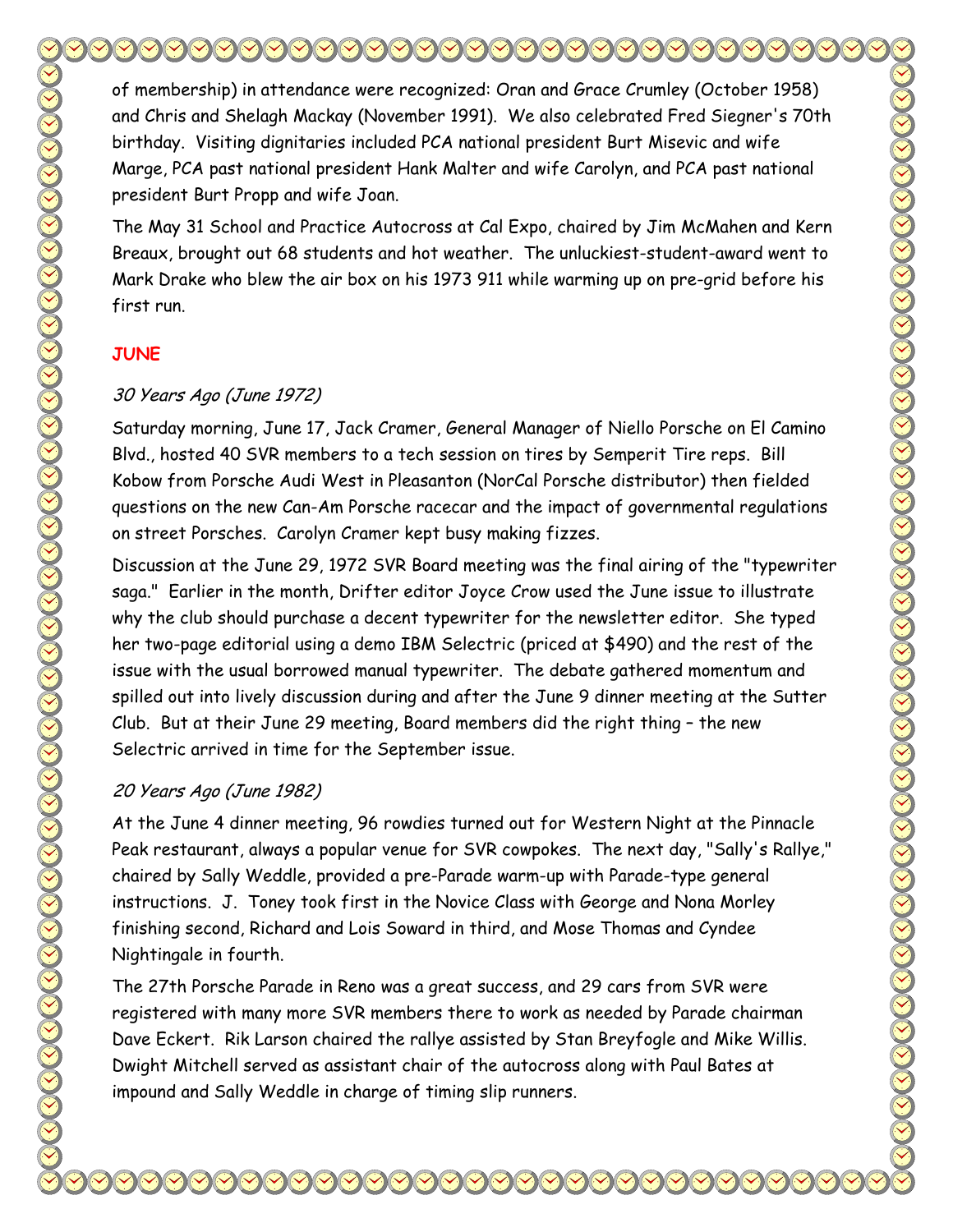of membership) in attendance were recognized: Oran and Grace Crumley (October 1958) and Chris and Shelagh Mackay (November 1991). We also celebrated Fred Siegner's 70th birthday. Visiting dignitaries included PCA national president Burt Misevic and wife Marge, PCA past national president Hank Malter and wife Carolyn, and PCA past national president Burt Propp and wife Joan.

The May 31 School and Practice Autocross at Cal Expo, chaired by Jim McMahen and Kern Breaux, brought out 68 students and hot weather. The unluckiest-student-award went to Mark Drake who blew the air box on his 1973 911 while warming up on pre-grid before his first run.

## JUNE

### *30 Years Ago (June 1972)*

Saturday morning, June 17, Jack Cramer, General Manager of Niello Porsche on El Camino Blvd., hosted 40 SVR members to a tech session on tires by Semperit Tire reps. Bill Kobow from Porsche Audi West in Pleasanton (NorCal Porsche distributor) then fielded questions on the new Can-Am Porsche racecar and the impact of governmental regulations on street Porsches. Carolyn Cramer kept busy making fizzes.

Discussion at the June 29, 1972 SVR Board meeting was the final airing of the "typewriter saga." Earlier in the month, Drifter editor Joyce Crow used the June issue to illustrate why the club should purchase a decent typewriter for the newsletter editor. She typed her two-page editorial using a demo IBM Selectric (priced at $490) and the rest of the issue with the usual borrowed manual typewriter. The debate gathered momentum and spilled out into lively discussion during and after the June 9 dinner meeting at the Sutter Club. But at their June 29 meeting, Board members did the right thing – the new Selectric arrived in time for the September issue.

### *20 Years Ago (June 1982)*

At the June 4 dinner meeting, 96 rowdies turned out for Western Night at the Pinnacle Peak restaurant, always a popular venue for SVR cowpokes. The next day, "Sally's Rallye," chaired by Sally Weddle, provided a pre-Parade warm-up with Parade-type general instructions. J. Toney took first in the Novice Class with George and Nona Morley finishing second, Richard and Lois Soward in third, and Mose Thomas and Cyndee Nightingale in fourth.

The 27th Porsche Parade in Reno was a great success, and 29 cars from SVR were registered with many more SVR members there to work as needed by Parade chairman Dave Eckert. Rik Larson chaired the rallye assisted by Stan Breyfogle and Mike Willis. Dwight Mitchell served as assistant chair of the autocross along with Paul Bates at impound and Sally Weddle in charge of timing slip runners.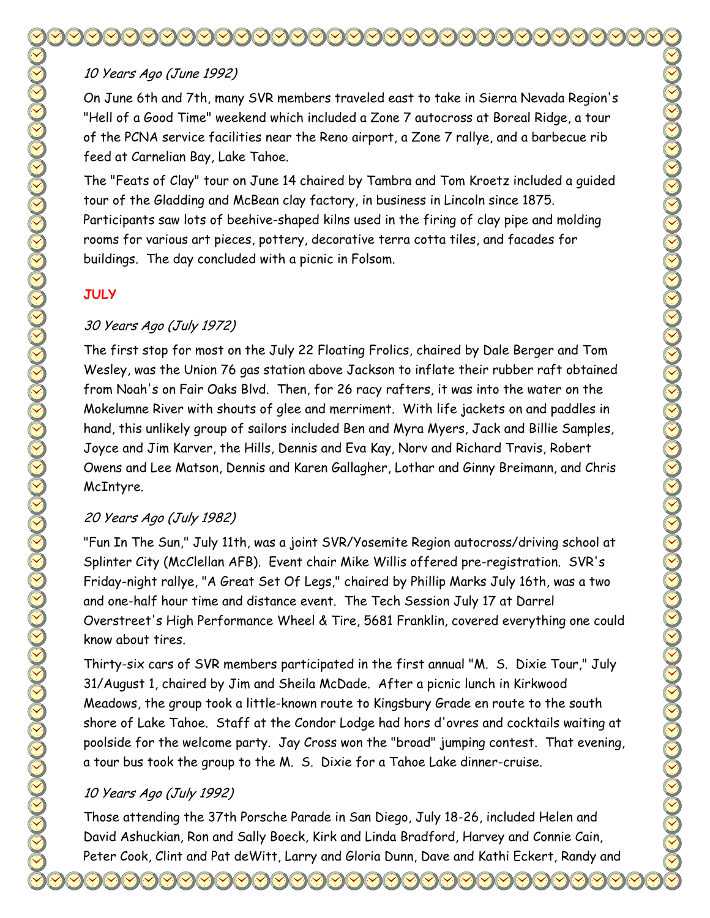*10 Years Ago (June 1992)*

On June 6th and 7th, many SVR members traveled east to take in Sierra Nevada Region's "Hell of a Good Time" weekend which included a Zone 7 autocross at Boreal Ridge, a tour of the PCNA service facilities near the Reno airport, a Zone 7 rallye, and a barbecue rib feed at Carnelian Bay, Lake Tahoe.

The "Feats of Clay" tour on June 14 chaired by Tambra and Tom Kroetz included a guided tour of the Gladding and McBean clay factory, in business in Lincoln since 1875. Participants saw lots of beehive-shaped kilns used in the firing of clay pipe and molding rooms for various art pieces, pottery, decorative terra cotta tiles, and facades for buildings. The day concluded with a picnic in Folsom.

**JULY**

*30 Years Ago (July 1972)*

The first stop for most on the July 22 Floating Frolics, chaired by Dale Berger and Tom Wesley, was the Union 76 gas station above Jackson to inflate their rubber raft obtained from Noah's on Fair Oaks Blvd. Then, for 26 racy rafters, it was into the water on the Mokelumne River with shouts of glee and merriment. With life jackets on and paddles in hand, this unlikely group of sailors included Ben and Myra Myers, Jack and Billie Samples, Joyce and Jim Karver, the Hills, Dennis and Eva Kay, Norv and Richard Travis, Robert Owens and Lee Matson, Dennis and Karen Gallagher, Lothar and Ginny Breimann, and Chris McIntyre.

*20 Years Ago (July 1982)*

"Fun In The Sun," July 11th, was a joint SVR/Yosemite Region autocross/driving school at Splinter City (McClellan AFB). Event chair Mike Willis offered pre-registration. SVR's Friday-night rallye, "A Great Set Of Legs," chaired by Phillip Marks July 16th, was a two and one-half hour time and distance event. The Tech Session July 17 at Darrel Overstreet's High Performance Wheel & Tire, 5681 Franklin, covered everything one could know about tires.

Thirty-six cars of SVR members participated in the first annual "M. S. Dixie Tour," July 31/August 1, chaired by Jim and Sheila McDade. After a picnic lunch in Kirkwood Meadows, the group took a little-known route to Kingsbury Grade en route to the south shore of Lake Tahoe. Staff at the Condor Lodge had hors d'ovres and cocktails waiting at poolside for the welcome party. Jay Cross won the "broad" jumping contest. That evening, a tour bus took the group to the M. S. Dixie for a Tahoe Lake dinner-cruise.

*10 Years Ago (July 1992)*

Those attending the 37th Porsche Parade in San Diego, July 18-26, included Helen and David Ashuckian, Ron and Sally Boeck, Kirk and Linda Bradford, Harvey and Connie Cain, Peter Cook, Clint and Pat deWitt, Larry and Gloria Dunn, Dave and Kathi Eckert, Randy and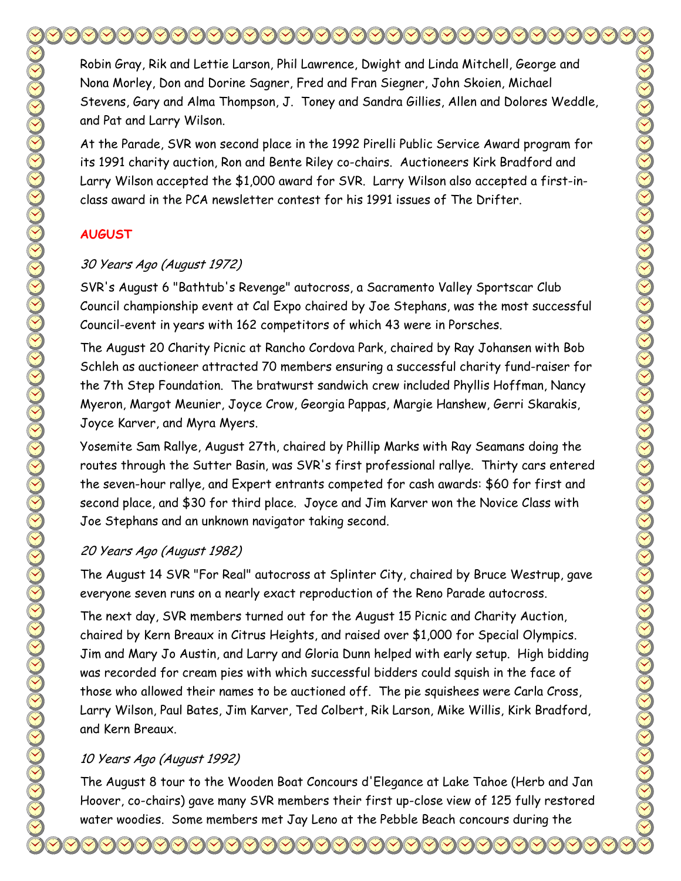Robin Gray, Rik and Lettie Larson, Phil Lawrence, Dwight and Linda Mitchell, George and Nona Morley, Don and Dorine Sagner, Fred and Fran Siegner, John Skoien, Michael Stevens, Gary and Alma Thompson, J. Toney and Sandra Gillies, Allen and Dolores Weddle, and Pat and Larry Wilson.

At the Parade, SVR won second place in the 1992 Pirelli Public Service Award program for its 1991 charity auction, Ron and Bente Riley co-chairs. Auctioneers Kirk Bradford and Larry Wilson accepted the $1,000 award for SVR. Larry Wilson also accepted a first-in-class award in the PCA newsletter contest for his 1991 issues of The Drifter.

## AUGUST

### *30 Years Ago (August 1972)*

SVR's August 6 "Bathtub's Revenge" autocross, a Sacramento Valley Sportscar Club Council championship event at Cal Expo chaired by Joe Stephans, was the most successful Council-event in years with 162 competitors of which 43 were in Porsches.

The August 20 Charity Picnic at Rancho Cordova Park, chaired by Ray Johansen with Bob Schleh as auctioneer attracted 70 members ensuring a successful charity fund-raiser for the 7th Step Foundation. The bratwurst sandwich crew included Phyllis Hoffman, Nancy Myeron, Margot Meunier, Joyce Crow, Georgia Pappas, Margie Hanshew, Gerri Skarakis, Joyce Karver, and Myra Myers.

Yosemite Sam Rallye, August 27th, chaired by Phillip Marks with Ray Seamans doing the routes through the Sutter Basin, was SVR's first professional rallye. Thirty cars entered the seven-hour rallye, and Expert entrants competed for cash awards: $60 for first and second place, and $30 for third place. Joyce and Jim Karver won the Novice Class with Joe Stephans and an unknown navigator taking second.

### *20 Years Ago (August 1982)*

The August 14 SVR "For Real" autocross at Splinter City, chaired by Bruce Westrup, gave everyone seven runs on a nearly exact reproduction of the Reno Parade autocross.

The next day, SVR members turned out for the August 15 Picnic and Charity Auction, chaired by Kern Breaux in Citrus Heights, and raised over $1,000 for Special Olympics. Jim and Mary Jo Austin, and Larry and Gloria Dunn helped with early setup. High bidding was recorded for cream pies with which successful bidders could squish in the face of those who allowed their names to be auctioned off. The pie squishees were Carla Cross, Larry Wilson, Paul Bates, Jim Karver, Ted Colbert, Rik Larson, Mike Willis, Kirk Bradford, and Kern Breaux.

### *10 Years Ago (August 1992)*

The August 8 tour to the Wooden Boat Concours d'Elegance at Lake Tahoe (Herb and Jan Hoover, co-chairs) gave many SVR members their first up-close view of 125 fully restored water woodies. Some members met Jay Leno at the Pebble Beach concours during the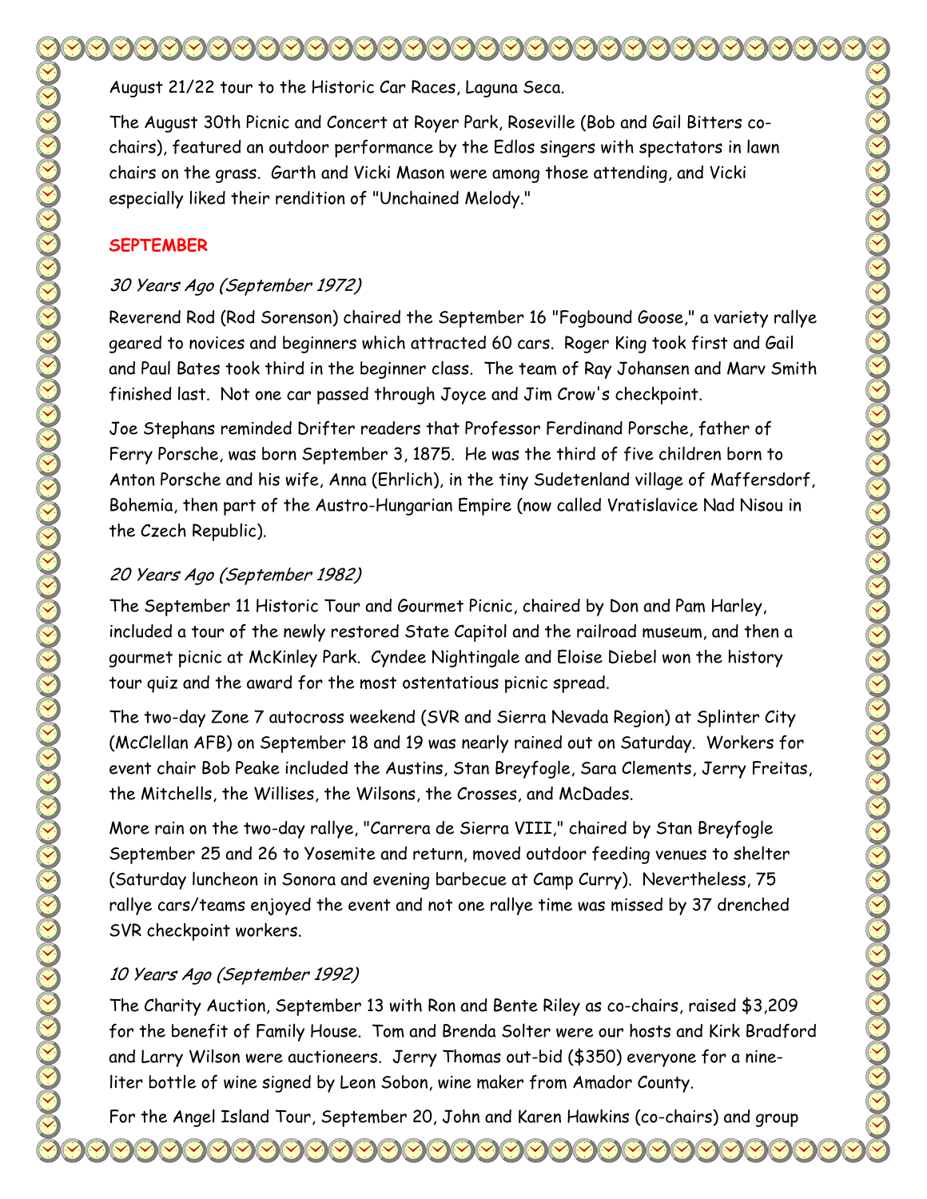August 21/22 tour to the Historic Car Races, Laguna Seca.

The August 30th Picnic and Concert at Royer Park, Roseville (Bob and Gail Bitters co-chairs), featured an outdoor performance by the Edlos singers with spectators in lawn chairs on the grass. Garth and Vicki Mason were among those attending, and Vicki especially liked their rendition of "Unchained Melody."

## SEPTEMBER

### *30 Years Ago (September 1972)*

Reverend Rod (Rod Sorenson) chaired the September 16 "Fogbound Goose," a variety rallye geared to novices and beginners which attracted 60 cars. Roger King took first and Gail and Paul Bates took third in the beginner class. The team of Ray Johansen and Marv Smith finished last. Not one car passed through Joyce and Jim Crow's checkpoint.

Joe Stephans reminded Drifter readers that Professor Ferdinand Porsche, father of Ferry Porsche, was born September 3, 1875. He was the third of five children born to Anton Porsche and his wife, Anna (Ehrlich), in the tiny Sudetenland village of Maffersdorf, Bohemia, then part of the Austro-Hungarian Empire (now called Vratislavice Nad Nisou in the Czech Republic).

### *20 Years Ago (September 1982)*

The September 11 Historic Tour and Gourmet Picnic, chaired by Don and Pam Harley, included a tour of the newly restored State Capitol and the railroad museum, and then a gourmet picnic at McKinley Park. Cyndee Nightingale and Eloise Diebel won the history tour quiz and the award for the most ostentatious picnic spread.

The two-day Zone 7 autocross weekend (SVR and Sierra Nevada Region) at Splinter City (McClellan AFB) on September 18 and 19 was nearly rained out on Saturday. Workers for event chair Bob Peake included the Austins, Stan Breyfogle, Sara Clements, Jerry Freitas, the Mitchells, the Willises, the Wilsons, the Crosses, and McDades.

More rain on the two-day rallye, "Carrera de Sierra VIII," chaired by Stan Breyfogle September 25 and 26 to Yosemite and return, moved outdoor feeding venues to shelter (Saturday luncheon in Sonora and evening barbecue at Camp Curry). Nevertheless, 75 rallye cars/teams enjoyed the event and not one rallye time was missed by 37 drenched SVR checkpoint workers.

### *10 Years Ago (September 1992)*

The Charity Auction, September 13 with Ron and Bente Riley as co-chairs, raised $3,209 for the benefit of Family House. Tom and Brenda Solter were our hosts and Kirk Bradford and Larry Wilson were auctioneers. Jerry Thomas out-bid ($350) everyone for a nine-liter bottle of wine signed by Leon Sobon, wine maker from Amador County.

For the Angel Island Tour, September 20, John and Karen Hawkins (co-chairs) and group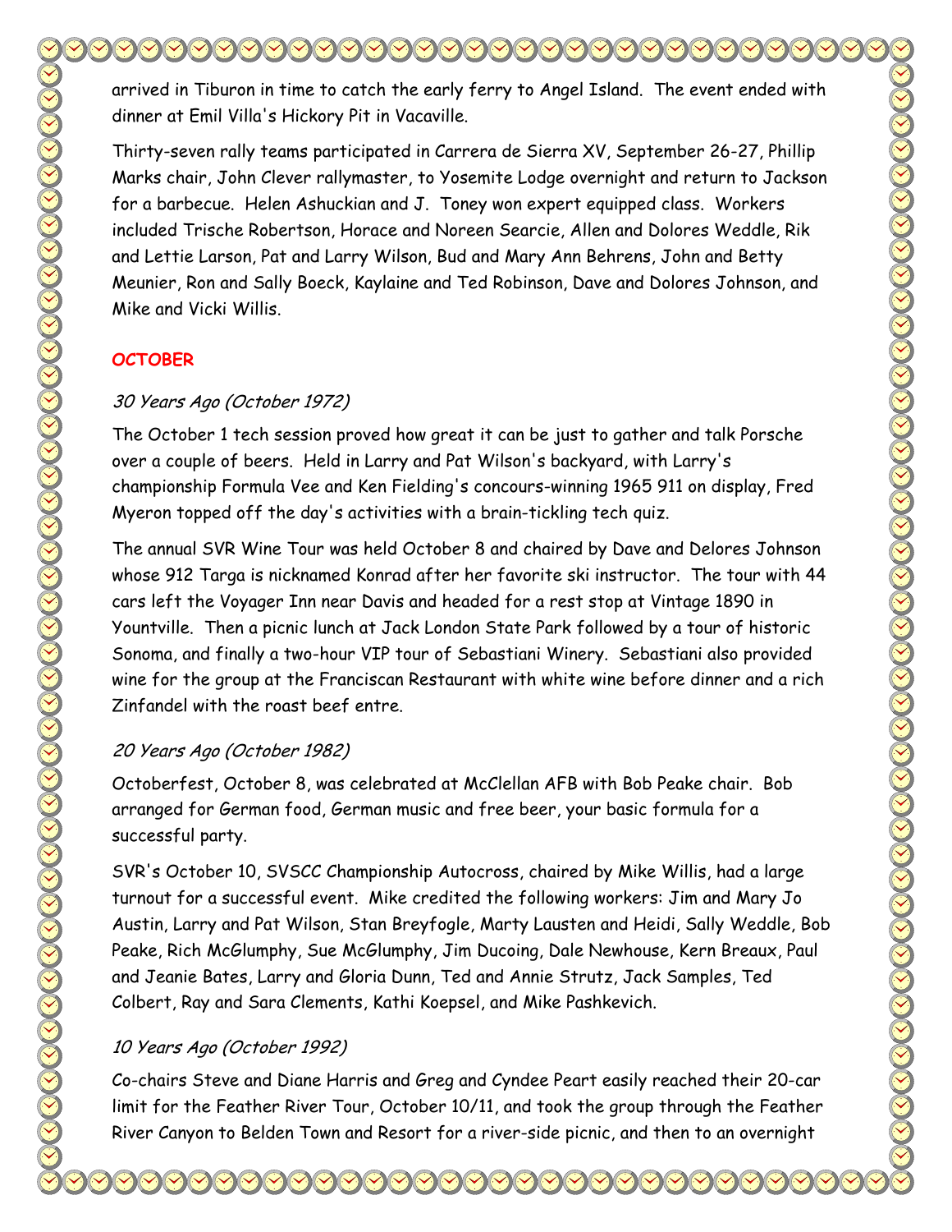arrived in Tiburon in time to catch the early ferry to Angel Island. The event ended with dinner at Emil Villa's Hickory Pit in Vacaville.

Thirty-seven rally teams participated in Carrera de Sierra XV, September 26-27, Phillip Marks chair, John Clever rallymaster, to Yosemite Lodge overnight and return to Jackson for a barbecue. Helen Ashuckian and J. Toney won expert equipped class. Workers included Trische Robertson, Horace and Noreen Searcie, Allen and Dolores Weddle, Rik and Lettie Larson, Pat and Larry Wilson, Bud and Mary Ann Behrens, John and Betty Meunier, Ron and Sally Boeck, Kaylaine and Ted Robinson, Dave and Dolores Johnson, and Mike and Vicki Willis.

## OCTOBER

### *30 Years Ago (October 1972)*

The October 1 tech session proved how great it can be just to gather and talk Porsche over a couple of beers. Held in Larry and Pat Wilson's backyard, with Larry's championship Formula Vee and Ken Fielding's concours-winning 1965 911 on display, Fred Myeron topped off the day's activities with a brain-tickling tech quiz.

The annual SVR Wine Tour was held October 8 and chaired by Dave and Delores Johnson whose 912 Targa is nicknamed Konrad after her favorite ski instructor. The tour with 44 cars left the Voyager Inn near Davis and headed for a rest stop at Vintage 1890 in Yountville. Then a picnic lunch at Jack London State Park followed by a tour of historic Sonoma, and finally a two-hour VIP tour of Sebastiani Winery. Sebastiani also provided wine for the group at the Franciscan Restaurant with white wine before dinner and a rich Zinfandel with the roast beef entre.

### *20 Years Ago (October 1982)*

Octoberfest, October 8, was celebrated at McClellan AFB with Bob Peake chair. Bob arranged for German food, German music and free beer, your basic formula for a successful party.

SVR's October 10, SVSCC Championship Autocross, chaired by Mike Willis, had a large turnout for a successful event. Mike credited the following workers: Jim and Mary Jo Austin, Larry and Pat Wilson, Stan Breyfogle, Marty Lausten and Heidi, Sally Weddle, Bob Peake, Rich McGlumphy, Sue McGlumphy, Jim Ducoing, Dale Newhouse, Kern Breaux, Paul and Jeanie Bates, Larry and Gloria Dunn, Ted and Annie Strutz, Jack Samples, Ted Colbert, Ray and Sara Clements, Kathi Koepsel, and Mike Pashkevich.

### *10 Years Ago (October 1992)*

Co-chairs Steve and Diane Harris and Greg and Cyndee Peart easily reached their 20-car limit for the Feather River Tour, October 10/11, and took the group through the Feather River Canyon to Belden Town and Resort for a river-side picnic, and then to an overnight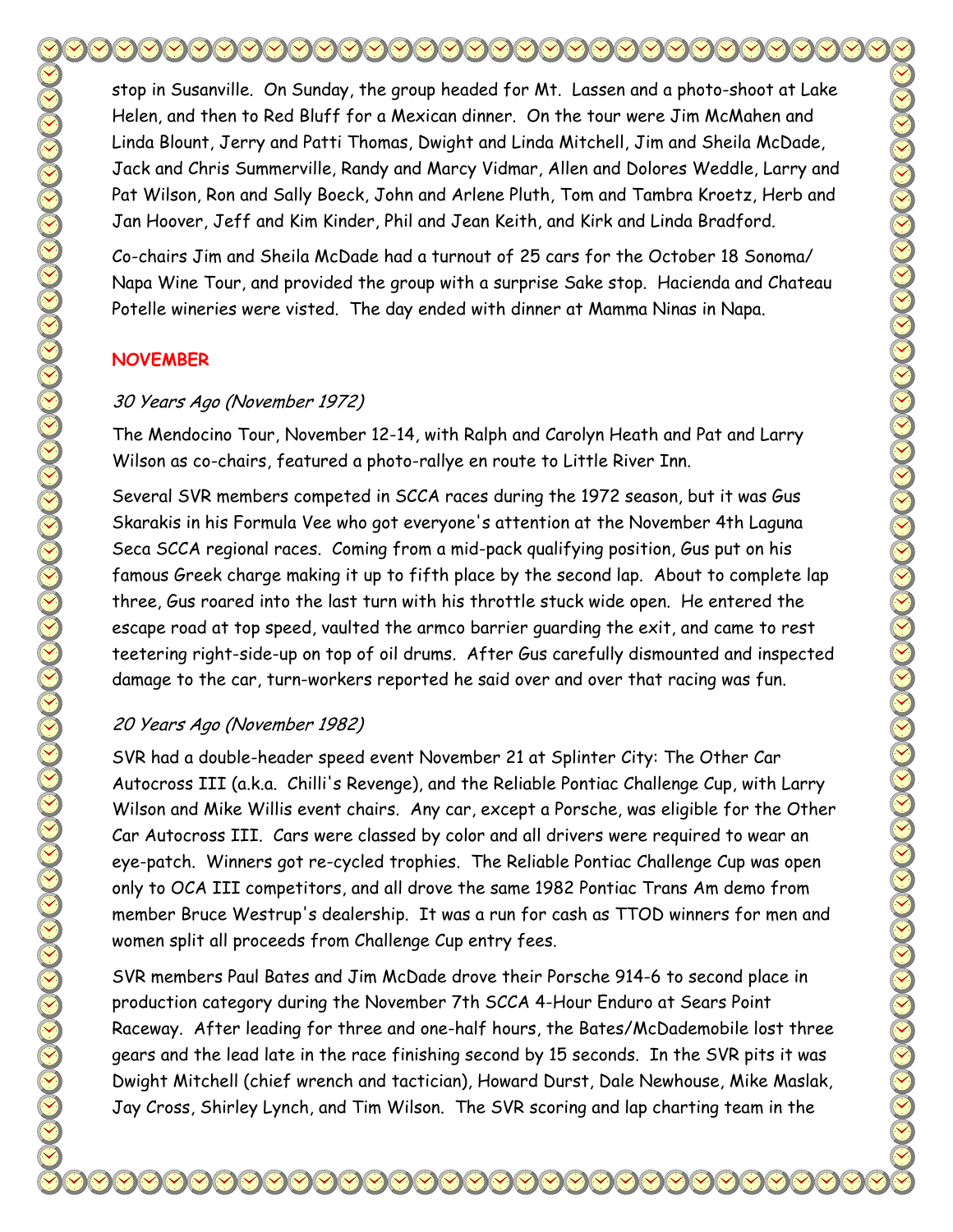stop in Susanville. On Sunday, the group headed for Mt. Lassen and a photo-shoot at Lake Helen, and then to Red Bluff for a Mexican dinner. On the tour were Jim McMahen and Linda Blount, Jerry and Patti Thomas, Dwight and Linda Mitchell, Jim and Sheila McDade, Jack and Chris Summerville, Randy and Marcy Vidmar, Allen and Dolores Weddle, Larry and Pat Wilson, Ron and Sally Boeck, John and Arlene Pluth, Tom and Tambra Kroetz, Herb and Jan Hoover, Jeff and Kim Kinder, Phil and Jean Keith, and Kirk and Linda Bradford.

Co-chairs Jim and Sheila McDade had a turnout of 25 cars for the October 18 Sonoma/ Napa Wine Tour, and provided the group with a surprise Sake stop. Hacienda and Chateau Potelle wineries were visted. The day ended with dinner at Mamma Ninas in Napa.

## NOVEMBER

### *30 Years Ago (November 1972)*

The Mendocino Tour, November 12-14, with Ralph and Carolyn Heath and Pat and Larry Wilson as co-chairs, featured a photo-rallye en route to Little River Inn.

Several SVR members competed in SCCA races during the 1972 season, but it was Gus Skarakis in his Formula Vee who got everyone's attention at the November 4th Laguna Seca SCCA regional races. Coming from a mid-pack qualifying position, Gus put on his famous Greek charge making it up to fifth place by the second lap. About to complete lap three, Gus roared into the last turn with his throttle stuck wide open. He entered the escape road at top speed, vaulted the armco barrier guarding the exit, and came to rest teetering right-side-up on top of oil drums. After Gus carefully dismounted and inspected damage to the car, turn-workers reported he said over and over that racing was fun.

### *20 Years Ago (November 1982)*

SVR had a double-header speed event November 21 at Splinter City: The Other Car Autocross III (a.k.a. Chilli's Revenge), and the Reliable Pontiac Challenge Cup, with Larry Wilson and Mike Willis event chairs. Any car, except a Porsche, was eligible for the Other Car Autocross III. Cars were classed by color and all drivers were required to wear an eye-patch. Winners got re-cycled trophies. The Reliable Pontiac Challenge Cup was open only to OCA III competitors, and all drove the same 1982 Pontiac Trans Am demo from member Bruce Westrup's dealership. It was a run for cash as TTOD winners for men and women split all proceeds from Challenge Cup entry fees.

SVR members Paul Bates and Jim McDade drove their Porsche 914-6 to second place in production category during the November 7th SCCA 4-Hour Enduro at Sears Point Raceway. After leading for three and one-half hours, the Bates/McDademobile lost three gears and the lead late in the race finishing second by 15 seconds. In the SVR pits it was Dwight Mitchell (chief wrench and tactician), Howard Durst, Dale Newhouse, Mike Maslak, Jay Cross, Shirley Lynch, and Tim Wilson. The SVR scoring and lap charting team in the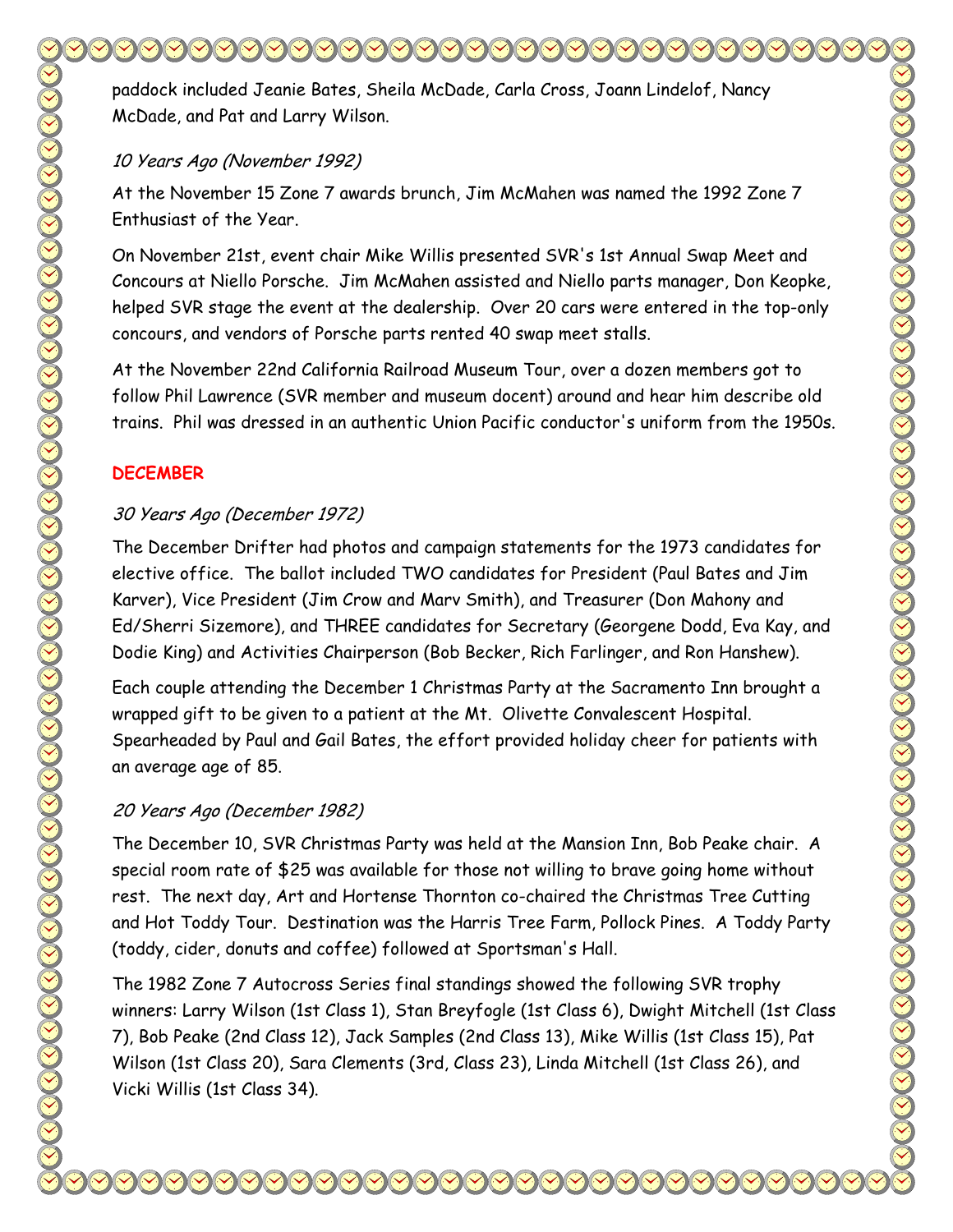paddock included Jeanie Bates, Sheila McDade, Carla Cross, Joann Lindelof, Nancy McDade, and Pat and Larry Wilson.

*10 Years Ago (November 1992)*

At the November 15 Zone 7 awards brunch, Jim McMahen was named the 1992 Zone 7 Enthusiast of the Year.

On November 21st, event chair Mike Willis presented SVR's 1st Annual Swap Meet and Concours at Niello Porsche. Jim McMahen assisted and Niello parts manager, Don Keopke, helped SVR stage the event at the dealership. Over 20 cars were entered in the top-only concours, and vendors of Porsche parts rented 40 swap meet stalls.

At the November 22nd California Railroad Museum Tour, over a dozen members got to follow Phil Lawrence (SVR member and museum docent) around and hear him describe old trains. Phil was dressed in an authentic Union Pacific conductor's uniform from the 1950s.

## DECEMBER

*30 Years Ago (December 1972)*

The December Drifter had photos and campaign statements for the 1973 candidates for elective office. The ballot included TWO candidates for President (Paul Bates and Jim Karver), Vice President (Jim Crow and Marv Smith), and Treasurer (Don Mahony and Ed/Sherri Sizemore), and THREE candidates for Secretary (Georgene Dodd, Eva Kay, and Dodie King) and Activities Chairperson (Bob Becker, Rich Farlinger, and Ron Hanshew).

Each couple attending the December 1 Christmas Party at the Sacramento Inn brought a wrapped gift to be given to a patient at the Mt. Olivette Convalescent Hospital. Spearheaded by Paul and Gail Bates, the effort provided holiday cheer for patients with an average age of 85.

*20 Years Ago (December 1982)*

The December 10, SVR Christmas Party was held at the Mansion Inn, Bob Peake chair. A special room rate of $25 was available for those not willing to brave going home without rest. The next day, Art and Hortense Thornton co-chaired the Christmas Tree Cutting and Hot Toddy Tour. Destination was the Harris Tree Farm, Pollock Pines. A Toddy Party (toddy, cider, donuts and coffee) followed at Sportsman's Hall.

The 1982 Zone 7 Autocross Series final standings showed the following SVR trophy winners: Larry Wilson (1st Class 1), Stan Breyfogle (1st Class 6), Dwight Mitchell (1st Class 7), Bob Peake (2nd Class 12), Jack Samples (2nd Class 13), Mike Willis (1st Class 15), Pat Wilson (1st Class 20), Sara Clements (3rd, Class 23), Linda Mitchell (1st Class 26), and Vicki Willis (1st Class 34).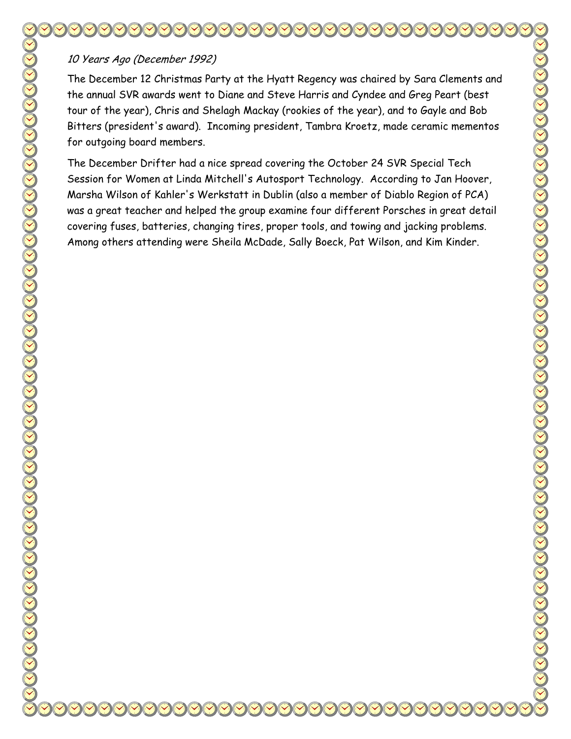*10 Years Ago (December 1992)*

The December 12 Christmas Party at the Hyatt Regency was chaired by Sara Clements and the annual SVR awards went to Diane and Steve Harris and Cyndee and Greg Peart (best tour of the year), Chris and Shelagh Mackay (rookies of the year), and to Gayle and Bob Bitters (president's award). Incoming president, Tambra Kroetz, made ceramic mementos for outgoing board members.

The December Drifter had a nice spread covering the October 24 SVR Special Tech Session for Women at Linda Mitchell's Autosport Technology. According to Jan Hoover, Marsha Wilson of Kahler's Werkstatt in Dublin (also a member of Diablo Region of PCA) was a great teacher and helped the group examine four different Porsches in great detail covering fuses, batteries, changing tires, proper tools, and towing and jacking problems. Among others attending were Sheila McDade, Sally Boeck, Pat Wilson, and Kim Kinder.